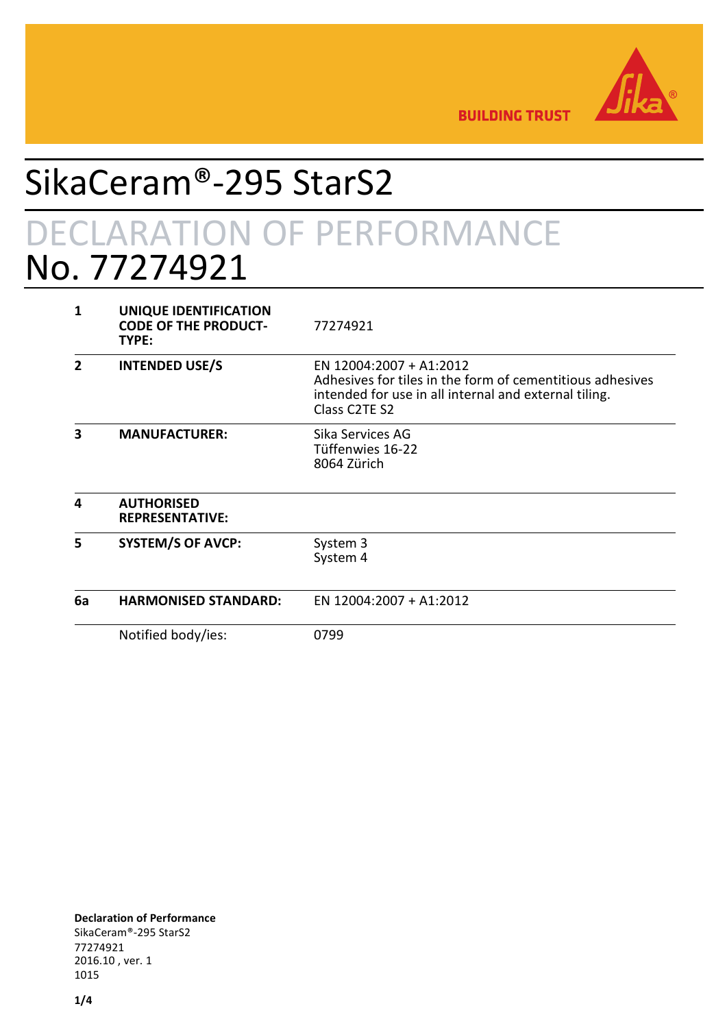# SikaCeram®-295 StarS2

## DECLARATION OF PERFORMANCE
## No. 77274921

| | | |
|---|---|---|
| **1** | **UNIQUE IDENTIFICATION CODE OF THE PRODUCT-TYPE:** | 77274921 |
| **2** | **INTENDED USE/S** | EN 12004:2007 + A1:2012<br>Adhesives for tiles in the form of cementitious adhesives intended for use in all internal and external tiling.<br>Class C2TE S2 |
| **3** | **MANUFACTURER:** | Sika Services AG<br>Tüffenwies 16-22<br>8064 Zürich |
| **4** | **AUTHORISED REPRESENTATIVE:** | |
| **5** | **SYSTEM/S OF AVCP:** | System 3<br>System 4 |
| **6a** | **HARMONISED STANDARD:** | EN 12004:2007 + A1:2012 |
| | Notified body/ies: | 0799 |

**Declaration of Performance**
SikaCeram®-295 StarS2
77274921
2016.10 , ver. 1
1015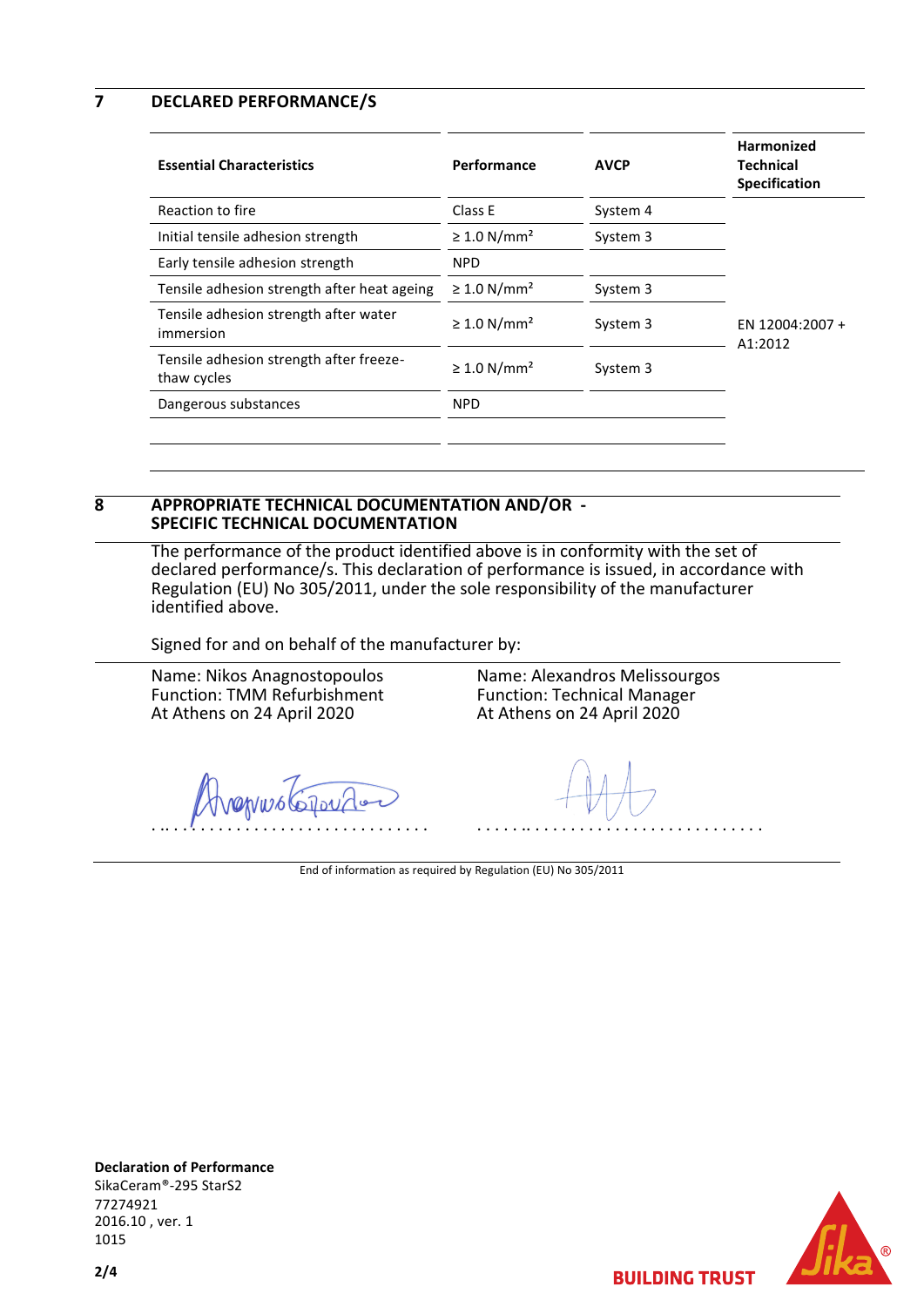## 7 DECLARED PERFORMANCE/S

| Essential Characteristics | Performance | AVCP | Harmonized Technical Specification |
|---|---|---|---|
| Reaction to fire | Class E | System 4 | EN 12004:2007 + A1:2012 |
| Initial tensile adhesion strength | ≥ 1.0 N/mm² | System 3 | |
| Early tensile adhesion strength | NPD | | |
| Tensile adhesion strength after heat ageing | ≥ 1.0 N/mm² | System 3 | |
| Tensile adhesion strength after water immersion | ≥ 1.0 N/mm² | System 3 | |
| Tensile adhesion strength after freeze-thaw cycles | ≥ 1.0 N/mm² | System 3 | |
| Dangerous substances | NPD | | |

## 8 APPROPRIATE TECHNICAL DOCUMENTATION AND/OR - SPECIFIC TECHNICAL DOCUMENTATION

The performance of the product identified above is in conformity with the set of declared performance/s. This declaration of performance is issued, in accordance with Regulation (EU) No 305/2011, under the sole responsibility of the manufacturer identified above.

Signed for and on behalf of the manufacturer by:

Name: Nikos Anagnostopoulos
Function: TMM Refurbishment
At Athens on 24 April 2020

.................................

Name: Alexandros Melissourgos
Function: Technical Manager
At Athens on 24 April 2020

.................................

End of information as required by Regulation (EU) No 305/2011

**Declaration of Performance**
SikaCeram®-295 StarS2
77274921
2016.10 , ver. 1
1015

BUILDING TRUST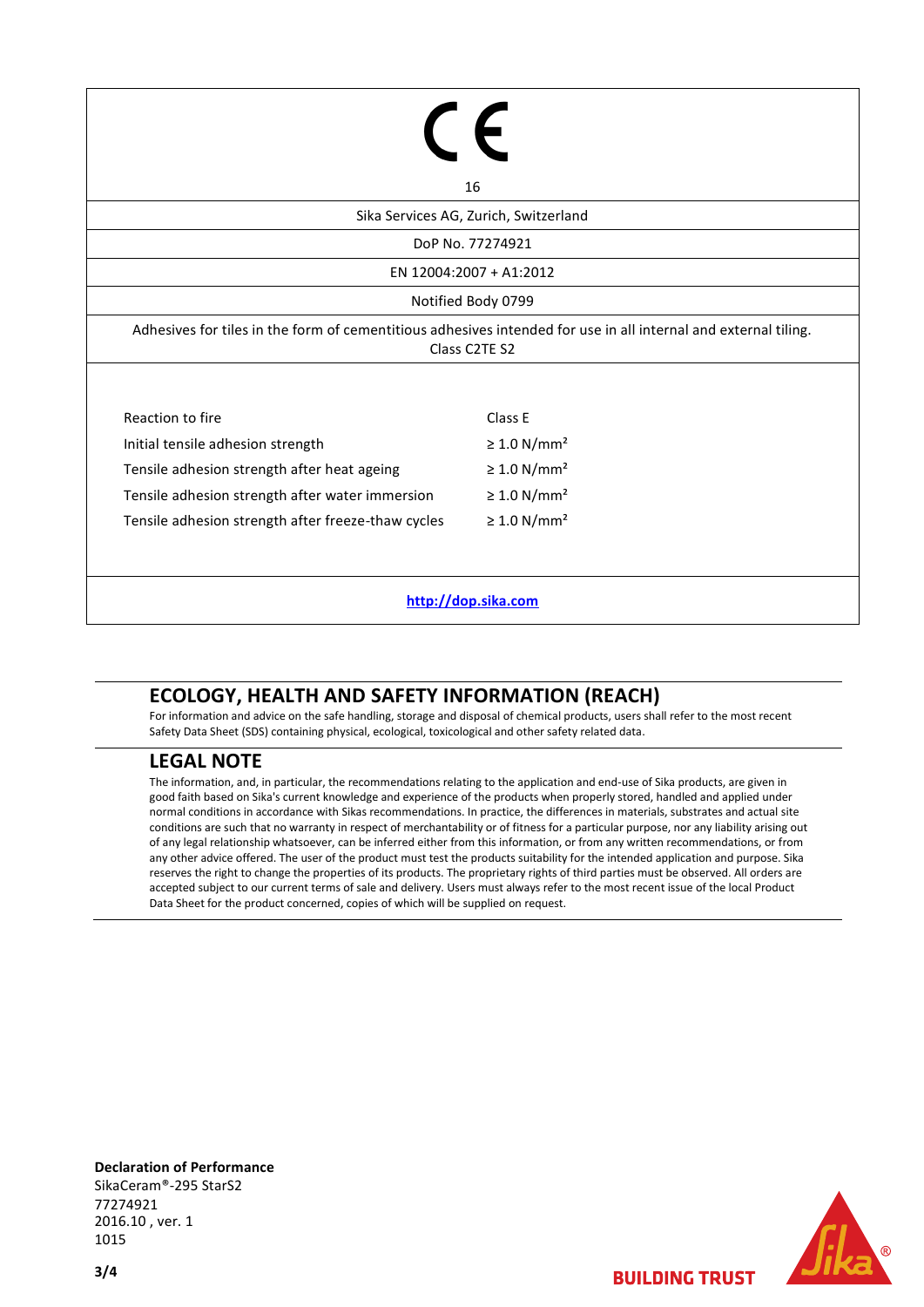CE

16

Sika Services AG, Zurich, Switzerland

DoP No. 77274921

EN 12004:2007 + A1:2012

Notified Body 0799

Adhesives for tiles in the form of cementitious adhesives intended for use in all internal and external tiling. Class C2TE S2

| | |
|---|---|
| Reaction to fire | Class E |
| Initial tensile adhesion strength | ≥ 1.0 N/mm² |
| Tensile adhesion strength after heat ageing | ≥ 1.0 N/mm² |
| Tensile adhesion strength after water immersion | ≥ 1.0 N/mm² |
| Tensile adhesion strength after freeze-thaw cycles | ≥ 1.0 N/mm² |

**http://dop.sika.com**

## ECOLOGY, HEALTH AND SAFETY INFORMATION (REACH)

For information and advice on the safe handling, storage and disposal of chemical products, users shall refer to the most recent Safety Data Sheet (SDS) containing physical, ecological, toxicological and other safety related data.

## LEGAL NOTE

The information, and, in particular, the recommendations relating to the application and end-use of Sika products, are given in good faith based on Sika's current knowledge and experience of the products when properly stored, handled and applied under normal conditions in accordance with Sikas recommendations. In practice, the differences in materials, substrates and actual site conditions are such that no warranty in respect of merchantability or of fitness for a particular purpose, nor any liability arising out of any legal relationship whatsoever, can be inferred either from this information, or from any written recommendations, or from any other advice offered. The user of the product must test the products suitability for the intended application and purpose. Sika reserves the right to change the properties of its products. The proprietary rights of third parties must be observed. All orders are accepted subject to our current terms of sale and delivery. Users must always refer to the most recent issue of the local Product Data Sheet for the product concerned, copies of which will be supplied on request.

**Declaration of Performance**
SikaCeram®-295 StarS2
77274921
2016.10 , ver. 1
1015

BUILDING TRUST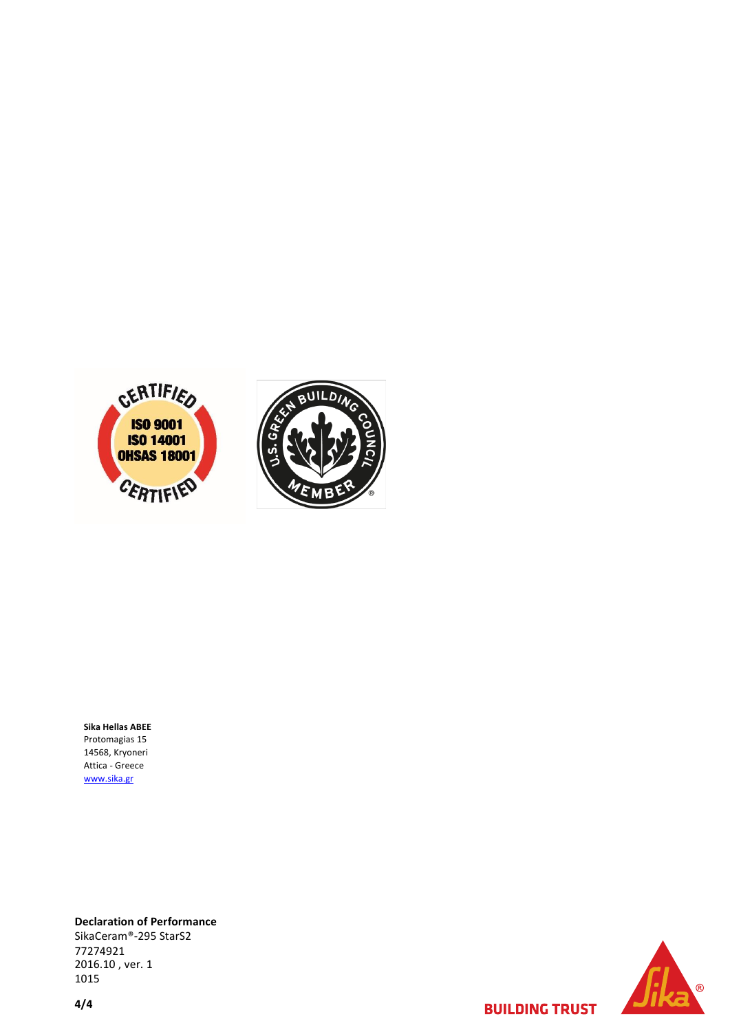**Sika Hellas ABEE**
Protomagias 15
14568, Kryoneri
Attica - Greece
www.sika.gr

**Declaration of Performance**
SikaCeram®-295 StarS2
77274921
2016.10 , ver. 1
1015